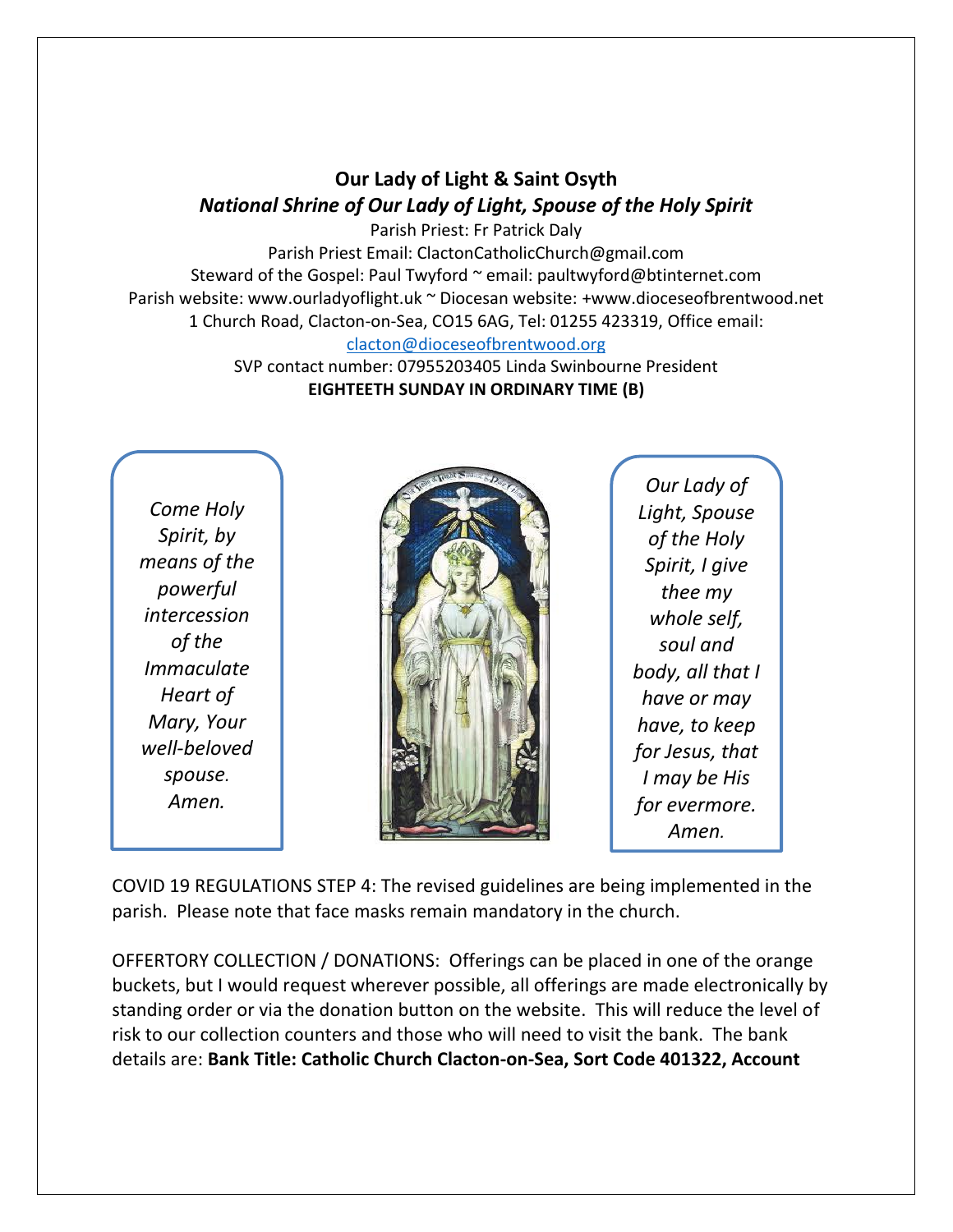# Our Lady of Light & Saint Osyth

## *National Shrine of Our Lady of Light, Spouse of the Holy Spirit*

Parish Priest: Fr Patrick Daly
Parish Priest Email: ClactonCatholicChurch@gmail.com
Steward of the Gospel: Paul Twyford ~ email: paultwyford@btinternet.com
Parish website: www.ourladyoflight.uk ~ Diocesan website: +www.dioceseofbrentwood.net
1 Church Road, Clacton-on-Sea, CO15 6AG, Tel: 01255 423319, Office email: clacton@dioceseofbrentwood.org
SVP contact number: 07955203405 Linda Swinbourne President

**EIGHTEETH SUNDAY IN ORDINARY TIME (B)**

*Come Holy Spirit, by means of the powerful intercession of the Immaculate Heart of Mary, Your well-beloved spouse. Amen.*

*Our Lady of Light, Spouse of the Holy Spirit, I give thee my whole self, soul and body, all that I have or may have, to keep for Jesus, that I may be His for evermore. Amen.*

COVID 19 REGULATIONS STEP 4: The revised guidelines are being implemented in the parish. Please note that face masks remain mandatory in the church.

OFFERTORY COLLECTION / DONATIONS: Offerings can be placed in one of the orange buckets, but I would request wherever possible, all offerings are made electronically by standing order or via the donation button on the website. This will reduce the level of risk to our collection counters and those who will need to visit the bank. The bank details are: **Bank Title: Catholic Church Clacton-on-Sea, Sort Code 401322, Account**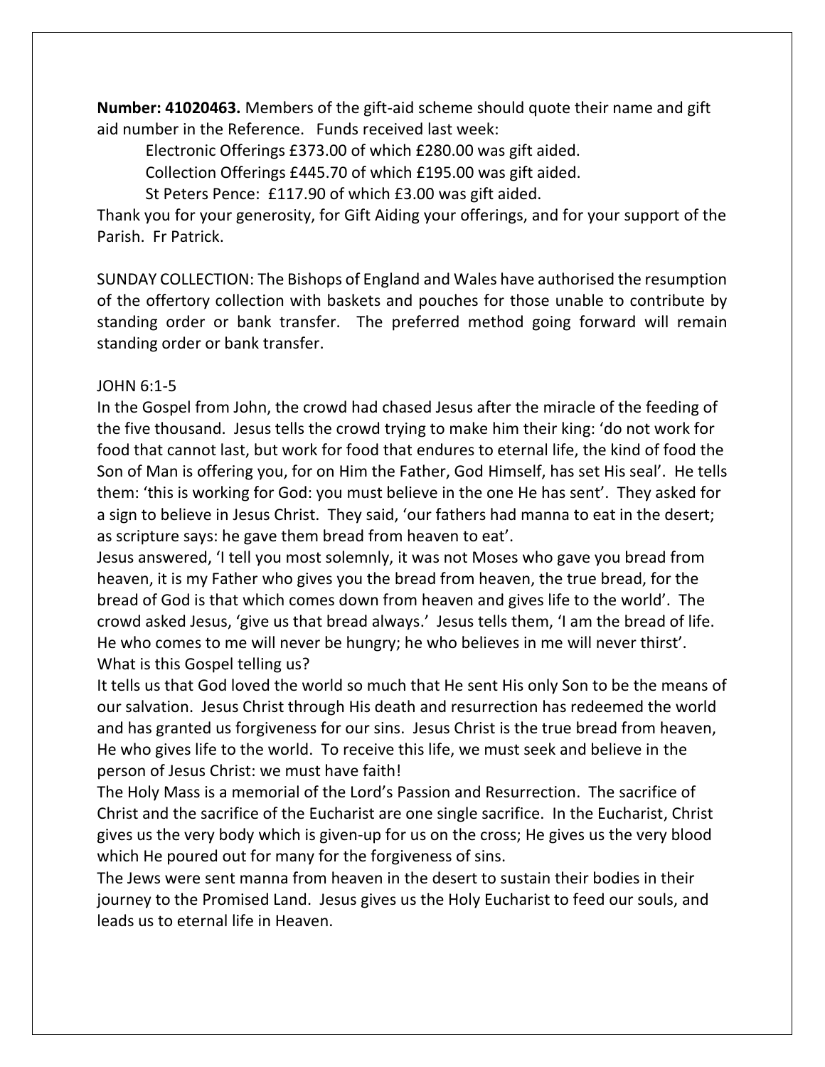**Number: 41020463.** Members of the gift-aid scheme should quote their name and gift aid number in the Reference. Funds received last week:

Electronic Offerings £373.00 of which £280.00 was gift aided.

Collection Offerings £445.70 of which £195.00 was gift aided.

St Peters Pence: £117.90 of which £3.00 was gift aided.

Thank you for your generosity, for Gift Aiding your offerings, and for your support of the Parish. Fr Patrick.

SUNDAY COLLECTION: The Bishops of England and Wales have authorised the resumption of the offertory collection with baskets and pouches for those unable to contribute by standing order or bank transfer. The preferred method going forward will remain standing order or bank transfer.

JOHN 6:1-5

In the Gospel from John, the crowd had chased Jesus after the miracle of the feeding of the five thousand. Jesus tells the crowd trying to make him their king: 'do not work for food that cannot last, but work for food that endures to eternal life, the kind of food the Son of Man is offering you, for on Him the Father, God Himself, has set His seal'. He tells them: 'this is working for God: you must believe in the one He has sent'. They asked for a sign to believe in Jesus Christ. They said, 'our fathers had manna to eat in the desert; as scripture says: he gave them bread from heaven to eat'.

Jesus answered, 'I tell you most solemnly, it was not Moses who gave you bread from heaven, it is my Father who gives you the bread from heaven, the true bread, for the bread of God is that which comes down from heaven and gives life to the world'. The crowd asked Jesus, 'give us that bread always.' Jesus tells them, 'I am the bread of life. He who comes to me will never be hungry; he who believes in me will never thirst'.

What is this Gospel telling us?

It tells us that God loved the world so much that He sent His only Son to be the means of our salvation. Jesus Christ through His death and resurrection has redeemed the world and has granted us forgiveness for our sins. Jesus Christ is the true bread from heaven, He who gives life to the world. To receive this life, we must seek and believe in the person of Jesus Christ: we must have faith!

The Holy Mass is a memorial of the Lord's Passion and Resurrection. The sacrifice of Christ and the sacrifice of the Eucharist are one single sacrifice. In the Eucharist, Christ gives us the very body which is given-up for us on the cross; He gives us the very blood which He poured out for many for the forgiveness of sins.

The Jews were sent manna from heaven in the desert to sustain their bodies in their journey to the Promised Land. Jesus gives us the Holy Eucharist to feed our souls, and leads us to eternal life in Heaven.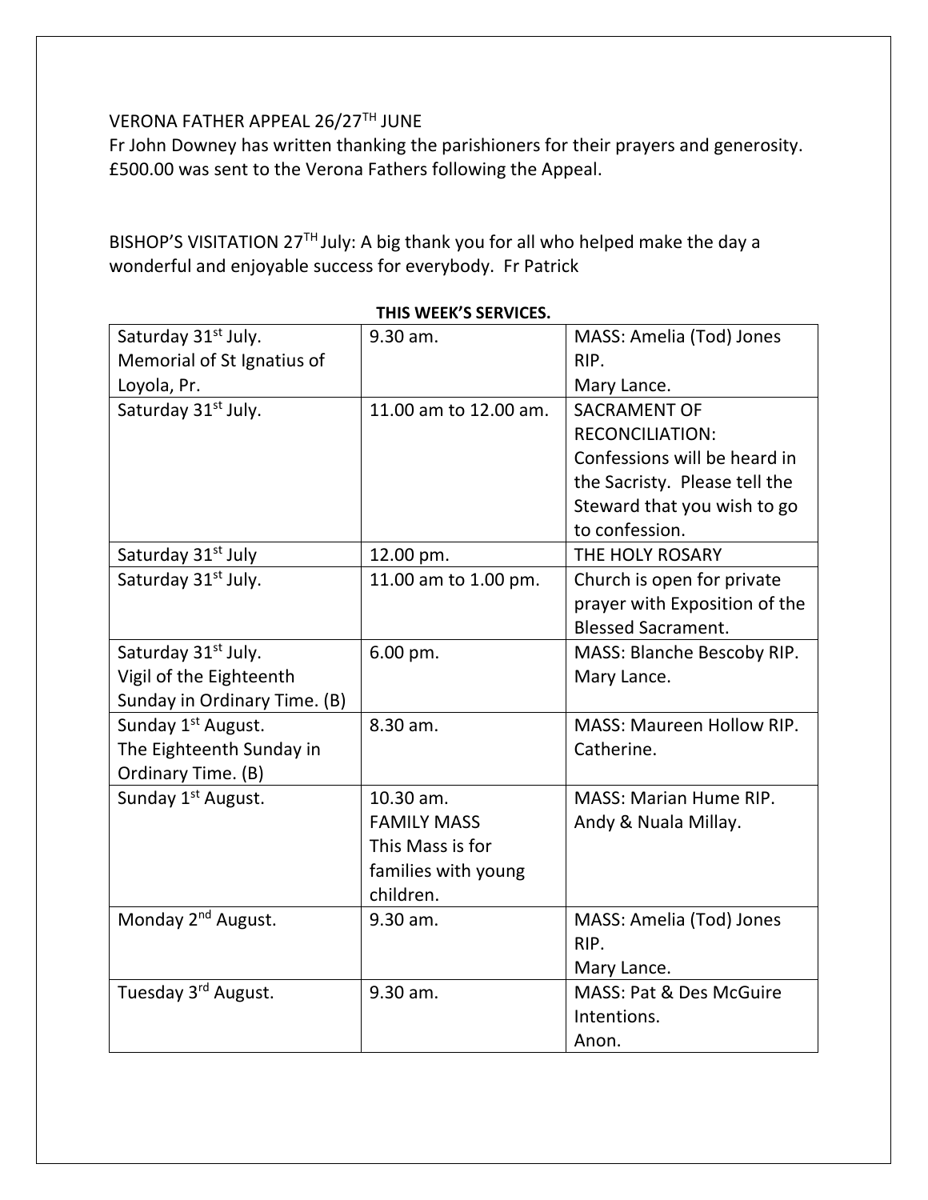VERONA FATHER APPEAL 26/27TH JUNE

Fr John Downey has written thanking the parishioners for their prayers and generosity. £500.00 was sent to the Verona Fathers following the Appeal.

BISHOP'S VISITATION 27TH July: A big thank you for all who helped make the day a wonderful and enjoyable success for everybody. Fr Patrick

**THIS WEEK'S SERVICES.**

| | | |
|---|---|---|
| Saturday 31st July. Memorial of St Ignatius of Loyola, Pr. | 9.30 am. | MASS: Amelia (Tod) Jones RIP. Mary Lance. |
| Saturday 31st July. | 11.00 am to 12.00 am. | SACRAMENT OF RECONCILIATION: Confessions will be heard in the Sacristy. Please tell the Steward that you wish to go to confession. |
| Saturday 31st July | 12.00 pm. | THE HOLY ROSARY |
| Saturday 31st July. | 11.00 am to 1.00 pm. | Church is open for private prayer with Exposition of the Blessed Sacrament. |
| Saturday 31st July. Vigil of the Eighteenth Sunday in Ordinary Time. (B) | 6.00 pm. | MASS: Blanche Bescoby RIP. Mary Lance. |
| Sunday 1st August. The Eighteenth Sunday in Ordinary Time. (B) | 8.30 am. | MASS: Maureen Hollow RIP. Catherine. |
| Sunday 1st August. | 10.30 am. FAMILY MASS This Mass is for families with young children. | MASS: Marian Hume RIP. Andy & Nuala Millay. |
| Monday 2nd August. | 9.30 am. | MASS: Amelia (Tod) Jones RIP. Mary Lance. |
| Tuesday 3rd August. | 9.30 am. | MASS: Pat & Des McGuire Intentions. Anon. |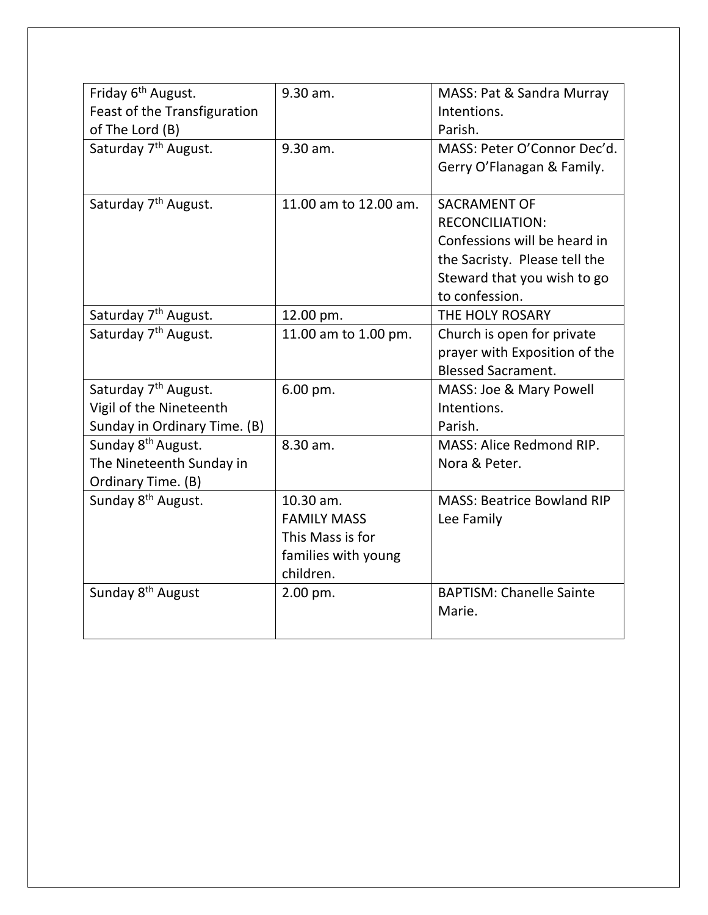| | | |
|---|---|---|
| Friday 6th August.<br>Feast of the Transfiguration of The Lord (B) | 9.30 am. | MASS: Pat & Sandra Murray Intentions.<br>Parish. |
| Saturday 7th August. | 9.30 am. | MASS: Peter O'Connor Dec'd.<br>Gerry O'Flanagan & Family. |
| Saturday 7th August. | 11.00 am to 12.00 am. | SACRAMENT OF RECONCILIATION: Confessions will be heard in the Sacristy. Please tell the Steward that you wish to go to confession. |
| Saturday 7th August. | 12.00 pm. | THE HOLY ROSARY |
| Saturday 7th August. | 11.00 am to 1.00 pm. | Church is open for private prayer with Exposition of the Blessed Sacrament. |
| Saturday 7th August.<br>Vigil of the Nineteenth Sunday in Ordinary Time. (B) | 6.00 pm. | MASS: Joe & Mary Powell Intentions.<br>Parish. |
| Sunday 8th August.<br>The Nineteenth Sunday in Ordinary Time. (B) | 8.30 am. | MASS: Alice Redmond RIP.<br>Nora & Peter. |
| Sunday 8th August. | 10.30 am.<br>FAMILY MASS<br>This Mass is for families with young children. | MASS: Beatrice Bowland RIP<br>Lee Family |
| Sunday 8th August | 2.00 pm. | BAPTISM: Chanelle Sainte Marie. |